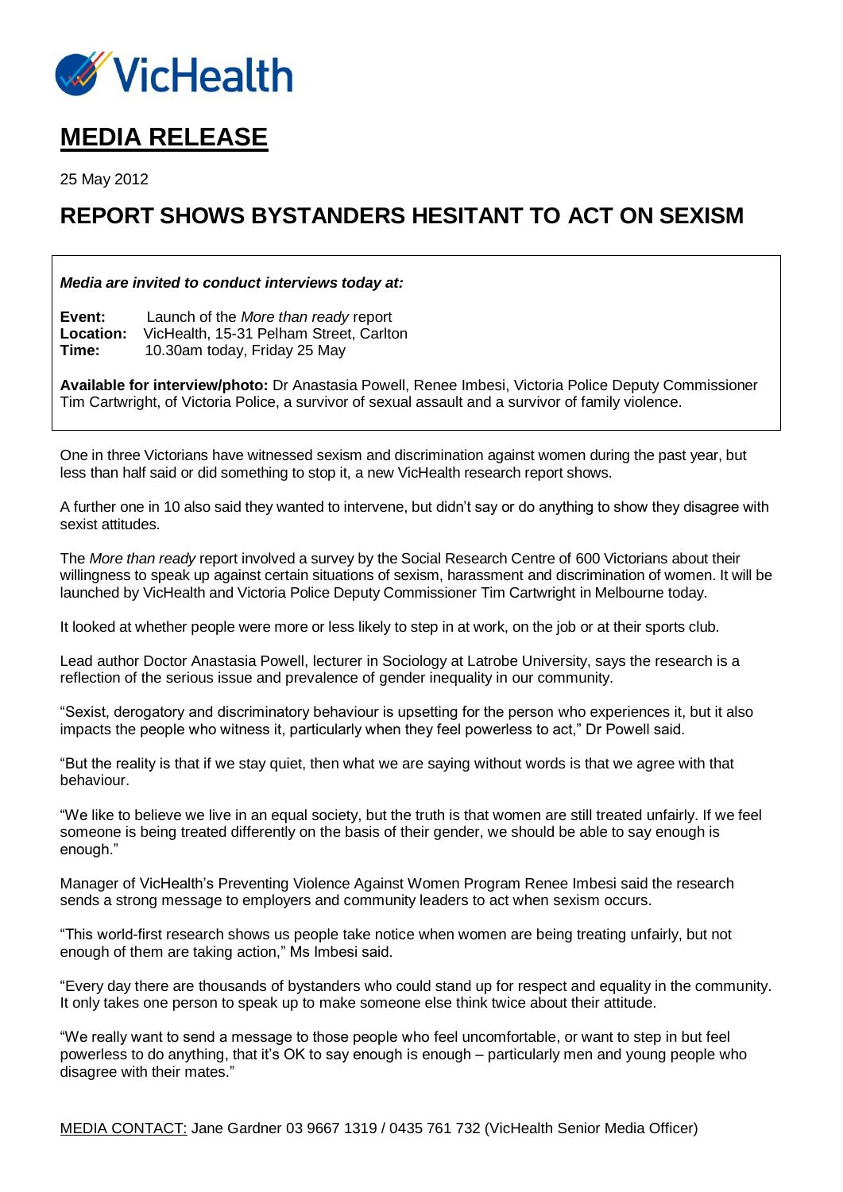VicHealth

# MEDIA RELEASE

25 May 2012

## REPORT SHOWS BYSTANDERS HESITANT TO ACT ON SEXISM

***Media are invited to conduct interviews today at:***

**Event:** Launch of the *More than ready* report
**Location:** VicHealth, 15-31 Pelham Street, Carlton
**Time:** 10.30am today, Friday 25 May

**Available for interview/photo:** Dr Anastasia Powell, Renee Imbesi, Victoria Police Deputy Commissioner Tim Cartwright, of Victoria Police, a survivor of sexual assault and a survivor of family violence.

One in three Victorians have witnessed sexism and discrimination against women during the past year, but less than half said or did something to stop it, a new VicHealth research report shows.

A further one in 10 also said they wanted to intervene, but didn't say or do anything to show they disagree with sexist attitudes.

The *More than ready* report involved a survey by the Social Research Centre of 600 Victorians about their willingness to speak up against certain situations of sexism, harassment and discrimination of women. It will be launched by VicHealth and Victoria Police Deputy Commissioner Tim Cartwright in Melbourne today.

It looked at whether people were more or less likely to step in at work, on the job or at their sports club.

Lead author Doctor Anastasia Powell, lecturer in Sociology at Latrobe University, says the research is a reflection of the serious issue and prevalence of gender inequality in our community.

"Sexist, derogatory and discriminatory behaviour is upsetting for the person who experiences it, but it also impacts the people who witness it, particularly when they feel powerless to act," Dr Powell said.

"But the reality is that if we stay quiet, then what we are saying without words is that we agree with that behaviour.

"We like to believe we live in an equal society, but the truth is that women are still treated unfairly. If we feel someone is being treated differently on the basis of their gender, we should be able to say enough is enough."

Manager of VicHealth's Preventing Violence Against Women Program Renee Imbesi said the research sends a strong message to employers and community leaders to act when sexism occurs.

"This world-first research shows us people take notice when women are being treating unfairly, but not enough of them are taking action," Ms Imbesi said.

"Every day there are thousands of bystanders who could stand up for respect and equality in the community. It only takes one person to speak up to make someone else think twice about their attitude.

"We really want to send a message to those people who feel uncomfortable, or want to step in but feel powerless to do anything, that it's OK to say enough is enough – particularly men and young people who disagree with their mates."

MEDIA CONTACT: Jane Gardner 03 9667 1319 / 0435 761 732 (VicHealth Senior Media Officer)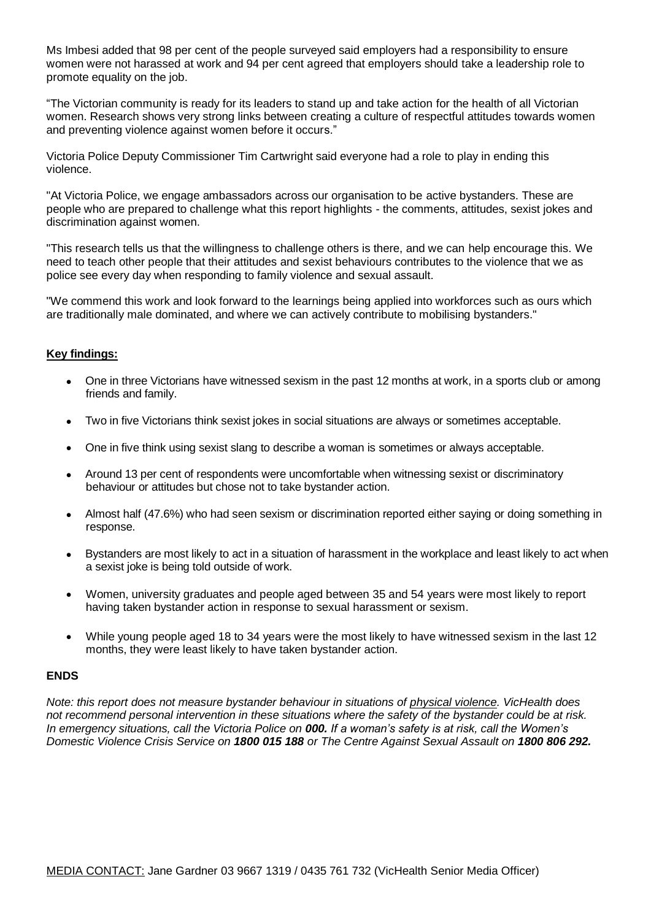Ms Imbesi added that 98 per cent of the people surveyed said employers had a responsibility to ensure women were not harassed at work and 94 per cent agreed that employers should take a leadership role to promote equality on the job.

“The Victorian community is ready for its leaders to stand up and take action for the health of all Victorian women. Research shows very strong links between creating a culture of respectful attitudes towards women and preventing violence against women before it occurs.”

Victoria Police Deputy Commissioner Tim Cartwright said everyone had a role to play in ending this violence.

"At Victoria Police, we engage ambassadors across our organisation to be active bystanders. These are people who are prepared to challenge what this report highlights - the comments, attitudes, sexist jokes and discrimination against women.

"This research tells us that the willingness to challenge others is there, and we can help encourage this. We need to teach other people that their attitudes and sexist behaviours contributes to the violence that we as police see every day when responding to family violence and sexual assault.

"We commend this work and look forward to the learnings being applied into workforces such as ours which are traditionally male dominated, and where we can actively contribute to mobilising bystanders."

**Key findings:**

- One in three Victorians have witnessed sexism in the past 12 months at work, in a sports club or among friends and family.
- Two in five Victorians think sexist jokes in social situations are always or sometimes acceptable.
- One in five think using sexist slang to describe a woman is sometimes or always acceptable.
- Around 13 per cent of respondents were uncomfortable when witnessing sexist or discriminatory behaviour or attitudes but chose not to take bystander action.
- Almost half (47.6%) who had seen sexism or discrimination reported either saying or doing something in response.
- Bystanders are most likely to act in a situation of harassment in the workplace and least likely to act when a sexist joke is being told outside of work.
- Women, university graduates and people aged between 35 and 54 years were most likely to report having taken bystander action in response to sexual harassment or sexism.
- While young people aged 18 to 34 years were the most likely to have witnessed sexism in the last 12 months, they were least likely to have taken bystander action.

**ENDS**

*Note: this report does not measure bystander behaviour in situations of physical violence. VicHealth does not recommend personal intervention in these situations where the safety of the bystander could be at risk. In emergency situations, call the Victoria Police on **000.** If a woman's safety is at risk, call the Women's Domestic Violence Crisis Service on **1800 015 188** or The Centre Against Sexual Assault on **1800 806 292.***

MEDIA CONTACT: Jane Gardner 03 9667 1319 / 0435 761 732 (VicHealth Senior Media Officer)